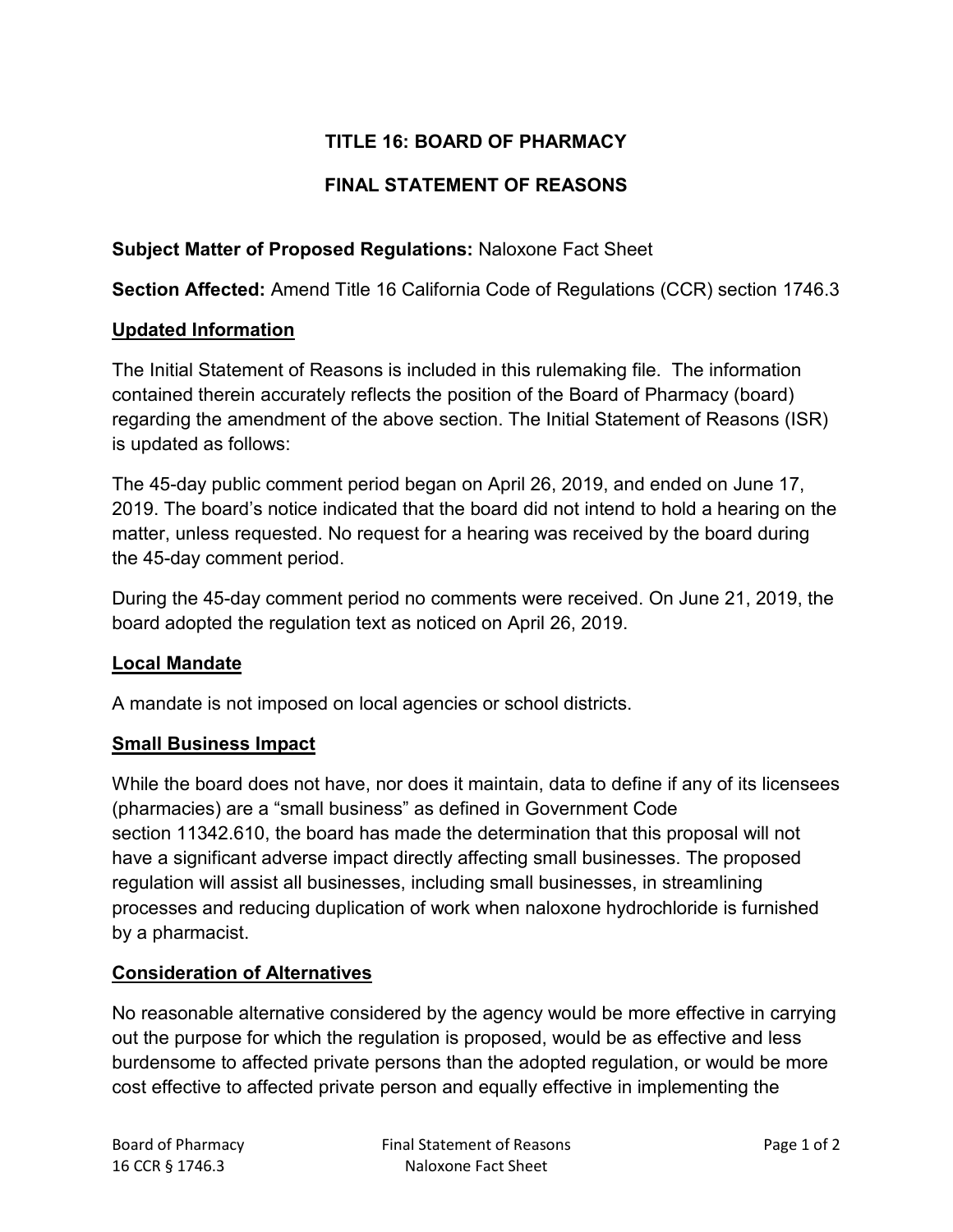# TITLE 16: BOARD OF PHARMACY

# FINAL STATEMENT OF REASONS

**Subject Matter of Proposed Regulations:** Naloxone Fact Sheet

**Section Affected:** Amend Title 16 California Code of Regulations (CCR) section 1746.3

## Updated Information

The Initial Statement of Reasons is included in this rulemaking file. The information contained therein accurately reflects the position of the Board of Pharmacy (board) regarding the amendment of the above section. The Initial Statement of Reasons (ISR) is updated as follows:

The 45-day public comment period began on April 26, 2019, and ended on June 17, 2019. The board's notice indicated that the board did not intend to hold a hearing on the matter, unless requested. No request for a hearing was received by the board during the 45-day comment period.

During the 45-day comment period no comments were received. On June 21, 2019, the board adopted the regulation text as noticed on April 26, 2019.

## Local Mandate

A mandate is not imposed on local agencies or school districts.

## Small Business Impact

While the board does not have, nor does it maintain, data to define if any of its licensees (pharmacies) are a "small business" as defined in Government Code section 11342.610, the board has made the determination that this proposal will not have a significant adverse impact directly affecting small businesses. The proposed regulation will assist all businesses, including small businesses, in streamlining processes and reducing duplication of work when naloxone hydrochloride is furnished by a pharmacist.

## Consideration of Alternatives

No reasonable alternative considered by the agency would be more effective in carrying out the purpose for which the regulation is proposed, would be as effective and less burdensome to affected private persons than the adopted regulation, or would be more cost effective to affected private person and equally effective in implementing the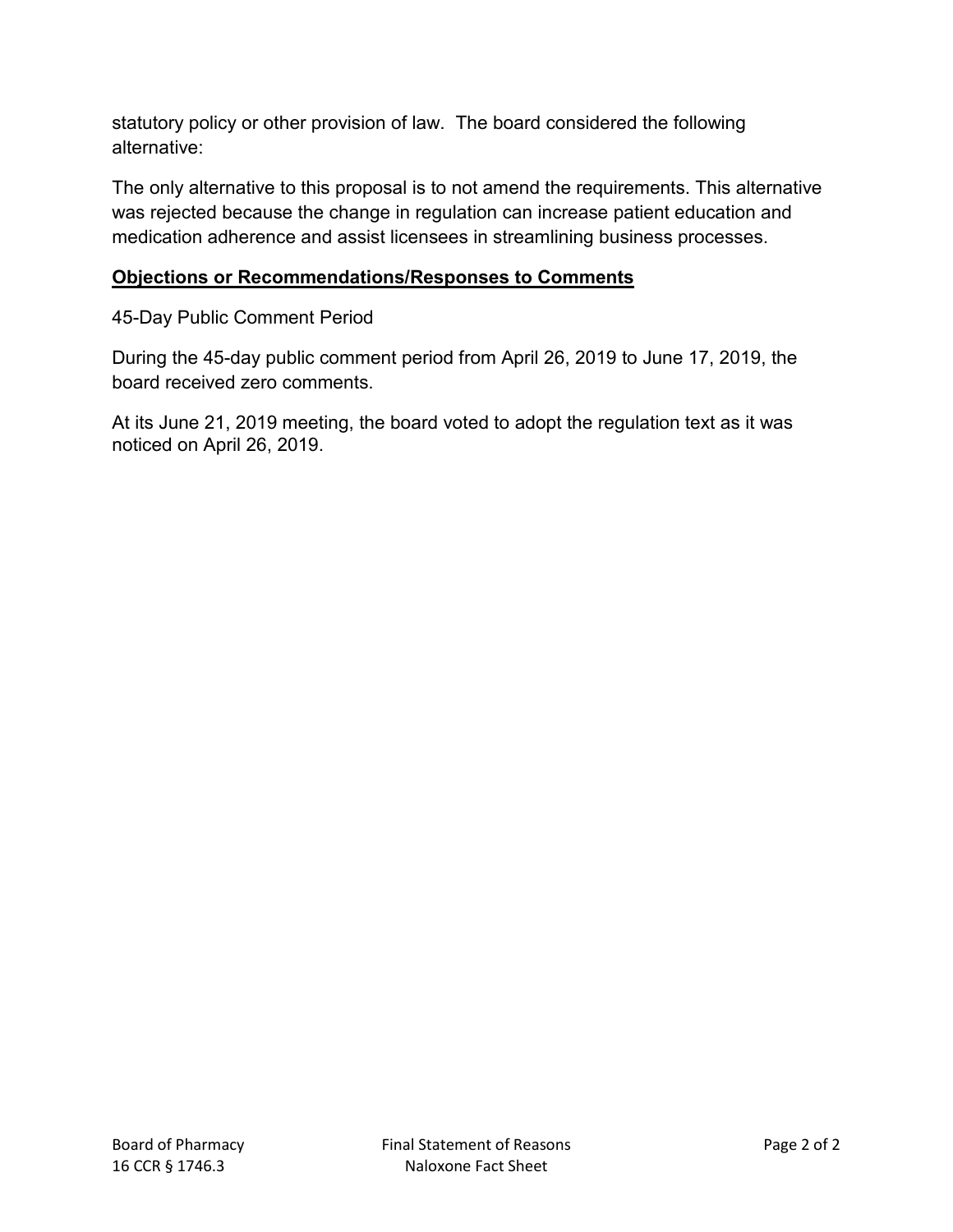statutory policy or other provision of law. The board considered the following alternative:

The only alternative to this proposal is to not amend the requirements. This alternative was rejected because the change in regulation can increase patient education and medication adherence and assist licensees in streamlining business processes.

**Objections or Recommendations/Responses to Comments**

45-Day Public Comment Period

During the 45-day public comment period from April 26, 2019 to June 17, 2019, the board received zero comments.

At its June 21, 2019 meeting, the board voted to adopt the regulation text as it was noticed on April 26, 2019.